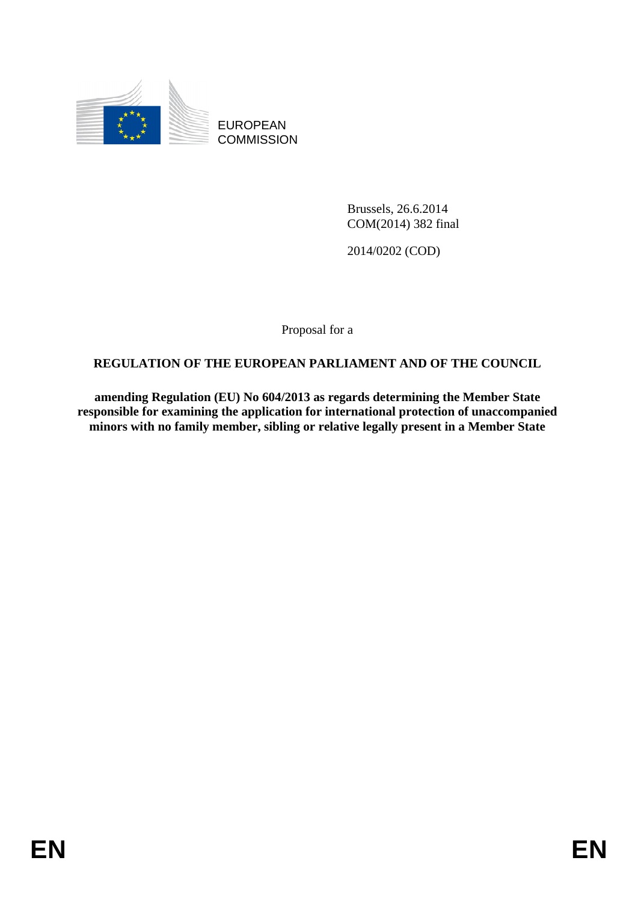EUROPEAN COMMISSION

Brussels, 26.6.2014
COM(2014) 382 final

2014/0202 (COD)

Proposal for a

**REGULATION OF THE EUROPEAN PARLIAMENT AND OF THE COUNCIL**

**amending Regulation (EU) No 604/2013 as regards determining the Member State responsible for examining the application for international protection of unaccompanied minors with no family member, sibling or relative legally present in a Member State**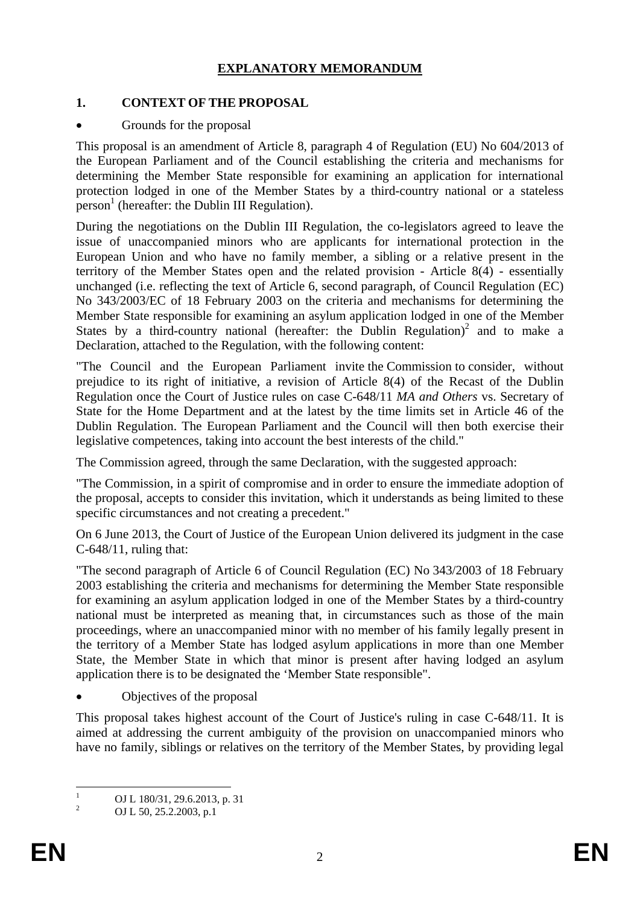# EXPLANATORY MEMORANDUM

## 1. CONTEXT OF THE PROPOSAL

- Grounds for the proposal

This proposal is an amendment of Article 8, paragraph 4 of Regulation (EU) No 604/2013 of the European Parliament and of the Council establishing the criteria and mechanisms for determining the Member State responsible for examining an application for international protection lodged in one of the Member States by a third-country national or a stateless person[1] (hereafter: the Dublin III Regulation).

During the negotiations on the Dublin III Regulation, the co-legislators agreed to leave the issue of unaccompanied minors who are applicants for international protection in the European Union and who have no family member, a sibling or a relative present in the territory of the Member States open and the related provision - Article 8(4) - essentially unchanged (i.e. reflecting the text of Article 6, second paragraph, of Council Regulation (EC) No 343/2003/EC of 18 February 2003 on the criteria and mechanisms for determining the Member State responsible for examining an asylum application lodged in one of the Member States by a third-country national (hereafter: the Dublin Regulation)[2] and to make a Declaration, attached to the Regulation, with the following content:

"The Council and the European Parliament invite the Commission to consider, without prejudice to its right of initiative, a revision of Article 8(4) of the Recast of the Dublin Regulation once the Court of Justice rules on case C-648/11 *MA and Others* vs. Secretary of State for the Home Department and at the latest by the time limits set in Article 46 of the Dublin Regulation. The European Parliament and the Council will then both exercise their legislative competences, taking into account the best interests of the child."

The Commission agreed, through the same Declaration, with the suggested approach:

"The Commission, in a spirit of compromise and in order to ensure the immediate adoption of the proposal, accepts to consider this invitation, which it understands as being limited to these specific circumstances and not creating a precedent."

On 6 June 2013, the Court of Justice of the European Union delivered its judgment in the case C-648/11, ruling that:

"The second paragraph of Article 6 of Council Regulation (EC) No 343/2003 of 18 February 2003 establishing the criteria and mechanisms for determining the Member State responsible for examining an asylum application lodged in one of the Member States by a third-country national must be interpreted as meaning that, in circumstances such as those of the main proceedings, where an unaccompanied minor with no member of his family legally present in the territory of a Member State has lodged asylum applications in more than one Member State, the Member State in which that minor is present after having lodged an asylum application there is to be designated the 'Member State responsible".

- Objectives of the proposal

This proposal takes highest account of the Court of Justice's ruling in case C-648/11. It is aimed at addressing the current ambiguity of the provision on unaccompanied minors who have no family, siblings or relatives on the territory of the Member States, by providing legal

---

[1] OJ L 180/31, 29.6.2013, p. 31

[2] OJ L 50, 25.2.2003, p.1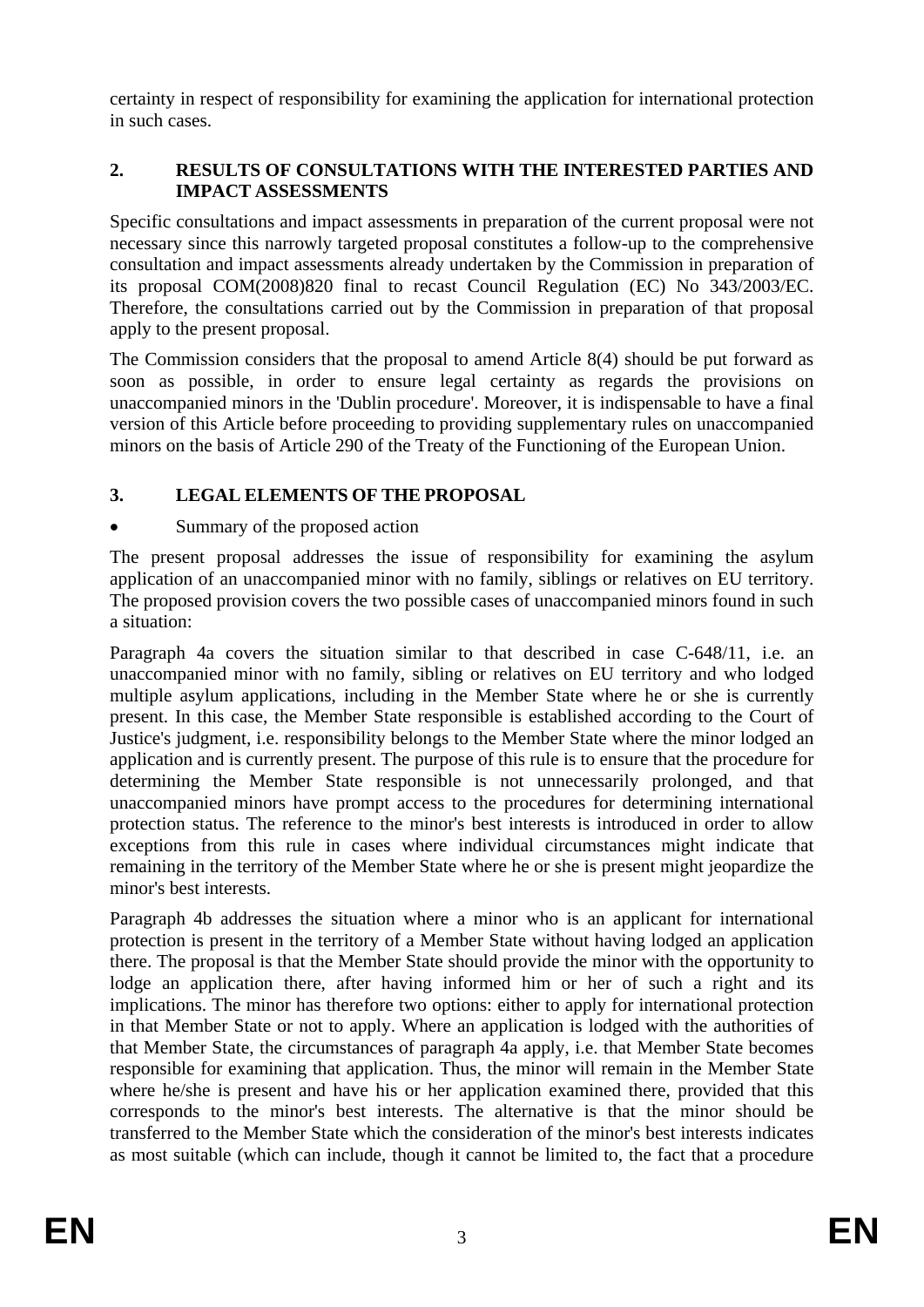certainty in respect of responsibility for examining the application for international protection in such cases.

## 2. RESULTS OF CONSULTATIONS WITH THE INTERESTED PARTIES AND IMPACT ASSESSMENTS

Specific consultations and impact assessments in preparation of the current proposal were not necessary since this narrowly targeted proposal constitutes a follow-up to the comprehensive consultation and impact assessments already undertaken by the Commission in preparation of its proposal COM(2008)820 final to recast Council Regulation (EC) No 343/2003/EC. Therefore, the consultations carried out by the Commission in preparation of that proposal apply to the present proposal.

The Commission considers that the proposal to amend Article 8(4) should be put forward as soon as possible, in order to ensure legal certainty as regards the provisions on unaccompanied minors in the 'Dublin procedure'. Moreover, it is indispensable to have a final version of this Article before proceeding to providing supplementary rules on unaccompanied minors on the basis of Article 290 of the Treaty of the Functioning of the European Union.

## 3. LEGAL ELEMENTS OF THE PROPOSAL

- Summary of the proposed action

The present proposal addresses the issue of responsibility for examining the asylum application of an unaccompanied minor with no family, siblings or relatives on EU territory. The proposed provision covers the two possible cases of unaccompanied minors found in such a situation:

Paragraph 4a covers the situation similar to that described in case C-648/11, i.e. an unaccompanied minor with no family, sibling or relatives on EU territory and who lodged multiple asylum applications, including in the Member State where he or she is currently present. In this case, the Member State responsible is established according to the Court of Justice's judgment, i.e. responsibility belongs to the Member State where the minor lodged an application and is currently present. The purpose of this rule is to ensure that the procedure for determining the Member State responsible is not unnecessarily prolonged, and that unaccompanied minors have prompt access to the procedures for determining international protection status. The reference to the minor's best interests is introduced in order to allow exceptions from this rule in cases where individual circumstances might indicate that remaining in the territory of the Member State where he or she is present might jeopardize the minor's best interests.

Paragraph 4b addresses the situation where a minor who is an applicant for international protection is present in the territory of a Member State without having lodged an application there. The proposal is that the Member State should provide the minor with the opportunity to lodge an application there, after having informed him or her of such a right and its implications. The minor has therefore two options: either to apply for international protection in that Member State or not to apply. Where an application is lodged with the authorities of that Member State, the circumstances of paragraph 4a apply, i.e. that Member State becomes responsible for examining that application. Thus, the minor will remain in the Member State where he/she is present and have his or her application examined there, provided that this corresponds to the minor's best interests. The alternative is that the minor should be transferred to the Member State which the consideration of the minor's best interests indicates as most suitable (which can include, though it cannot be limited to, the fact that a procedure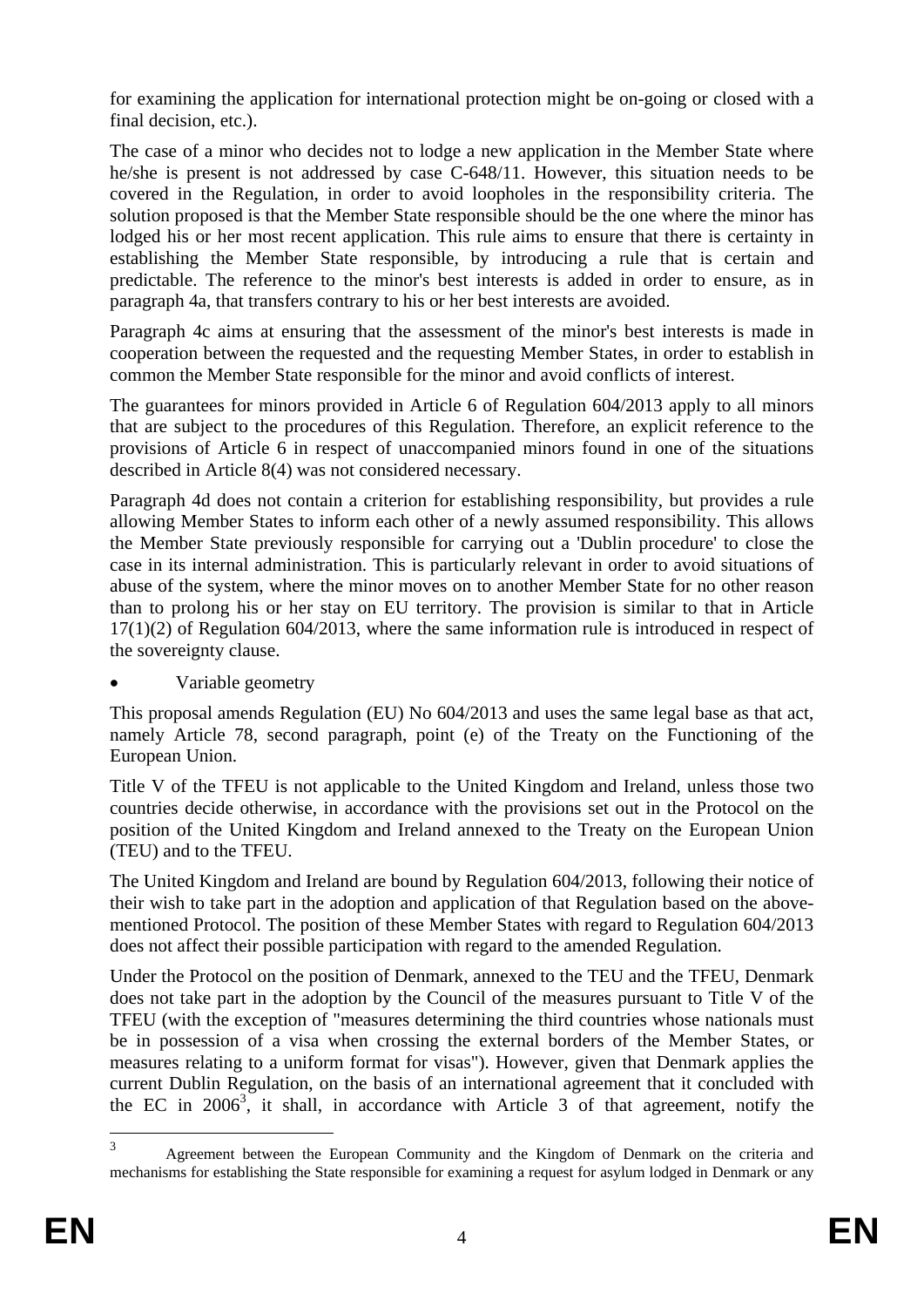for examining the application for international protection might be on-going or closed with a final decision, etc.).

The case of a minor who decides not to lodge a new application in the Member State where he/she is present is not addressed by case C-648/11. However, this situation needs to be covered in the Regulation, in order to avoid loopholes in the responsibility criteria. The solution proposed is that the Member State responsible should be the one where the minor has lodged his or her most recent application. This rule aims to ensure that there is certainty in establishing the Member State responsible, by introducing a rule that is certain and predictable. The reference to the minor's best interests is added in order to ensure, as in paragraph 4a, that transfers contrary to his or her best interests are avoided.

Paragraph 4c aims at ensuring that the assessment of the minor's best interests is made in cooperation between the requested and the requesting Member States, in order to establish in common the Member State responsible for the minor and avoid conflicts of interest.

The guarantees for minors provided in Article 6 of Regulation 604/2013 apply to all minors that are subject to the procedures of this Regulation. Therefore, an explicit reference to the provisions of Article 6 in respect of unaccompanied minors found in one of the situations described in Article 8(4) was not considered necessary.

Paragraph 4d does not contain a criterion for establishing responsibility, but provides a rule allowing Member States to inform each other of a newly assumed responsibility. This allows the Member State previously responsible for carrying out a 'Dublin procedure' to close the case in its internal administration. This is particularly relevant in order to avoid situations of abuse of the system, where the minor moves on to another Member State for no other reason than to prolong his or her stay on EU territory. The provision is similar to that in Article 17(1)(2) of Regulation 604/2013, where the same information rule is introduced in respect of the sovereignty clause.

- Variable geometry

This proposal amends Regulation (EU) No 604/2013 and uses the same legal base as that act, namely Article 78, second paragraph, point (e) of the Treaty on the Functioning of the European Union.

Title V of the TFEU is not applicable to the United Kingdom and Ireland, unless those two countries decide otherwise, in accordance with the provisions set out in the Protocol on the position of the United Kingdom and Ireland annexed to the Treaty on the European Union (TEU) and to the TFEU.

The United Kingdom and Ireland are bound by Regulation 604/2013, following their notice of their wish to take part in the adoption and application of that Regulation based on the above-mentioned Protocol. The position of these Member States with regard to Regulation 604/2013 does not affect their possible participation with regard to the amended Regulation.

Under the Protocol on the position of Denmark, annexed to the TEU and the TFEU, Denmark does not take part in the adoption by the Council of the measures pursuant to Title V of the TFEU (with the exception of "measures determining the third countries whose nationals must be in possession of a visa when crossing the external borders of the Member States, or measures relating to a uniform format for visas"). However, given that Denmark applies the current Dublin Regulation, on the basis of an international agreement that it concluded with the EC in 2006[3], it shall, in accordance with Article 3 of that agreement, notify the

---

[3] Agreement between the European Community and the Kingdom of Denmark on the criteria and mechanisms for establishing the State responsible for examining a request for asylum lodged in Denmark or any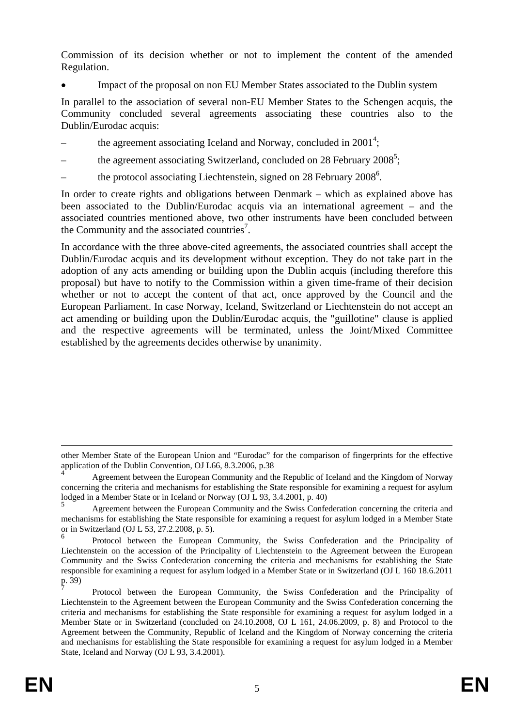Commission of its decision whether or not to implement the content of the amended Regulation.

- Impact of the proposal on non EU Member States associated to the Dublin system

In parallel to the association of several non-EU Member States to the Schengen acquis, the Community concluded several agreements associating these countries also to the Dublin/Eurodac acquis:

– the agreement associating Iceland and Norway, concluded in 2001[4];

– the agreement associating Switzerland, concluded on 28 February 2008[5];

– the protocol associating Liechtenstein, signed on 28 February 2008[6].

In order to create rights and obligations between Denmark – which as explained above has been associated to the Dublin/Eurodac acquis via an international agreement – and the associated countries mentioned above, two other instruments have been concluded between the Community and the associated countries[7].

In accordance with the three above-cited agreements, the associated countries shall accept the Dublin/Eurodac acquis and its development without exception. They do not take part in the adoption of any acts amending or building upon the Dublin acquis (including therefore this proposal) but have to notify to the Commission within a given time-frame of their decision whether or not to accept the content of that act, once approved by the Council and the European Parliament. In case Norway, Iceland, Switzerland or Liechtenstein do not accept an act amending or building upon the Dublin/Eurodac acquis, the "guillotine" clause is applied and the respective agreements will be terminated, unless the Joint/Mixed Committee established by the agreements decides otherwise by unanimity.

---

other Member State of the European Union and "Eurodac" for the comparison of fingerprints for the effective application of the Dublin Convention, OJ L66, 8.3.2006, p.38

[4] Agreement between the European Community and the Republic of Iceland and the Kingdom of Norway concerning the criteria and mechanisms for establishing the State responsible for examining a request for asylum lodged in a Member State or in Iceland or Norway (OJ L 93, 3.4.2001, p. 40)

[5] Agreement between the European Community and the Swiss Confederation concerning the criteria and mechanisms for establishing the State responsible for examining a request for asylum lodged in a Member State or in Switzerland (OJ L 53, 27.2.2008, p. 5).

[6] Protocol between the European Community, the Swiss Confederation and the Principality of Liechtenstein on the accession of the Principality of Liechtenstein to the Agreement between the European Community and the Swiss Confederation concerning the criteria and mechanisms for establishing the State responsible for examining a request for asylum lodged in a Member State or in Switzerland (OJ L 160 18.6.2011 p. 39)

[7] Protocol between the European Community, the Swiss Confederation and the Principality of Liechtenstein to the Agreement between the European Community and the Swiss Confederation concerning the criteria and mechanisms for establishing the State responsible for examining a request for asylum lodged in a Member State or in Switzerland (concluded on 24.10.2008, OJ L 161, 24.06.2009, p. 8) and Protocol to the Agreement between the Community, Republic of Iceland and the Kingdom of Norway concerning the criteria and mechanisms for establishing the State responsible for examining a request for asylum lodged in a Member State, Iceland and Norway (OJ L 93, 3.4.2001).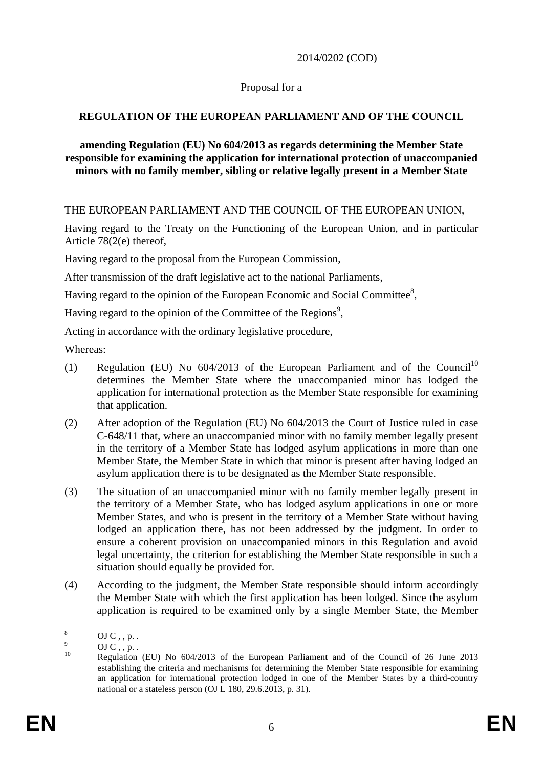2014/0202 (COD)

Proposal for a

**REGULATION OF THE EUROPEAN PARLIAMENT AND OF THE COUNCIL**

**amending Regulation (EU) No 604/2013 as regards determining the Member State responsible for examining the application for international protection of unaccompanied minors with no family member, sibling or relative legally present in a Member State**

THE EUROPEAN PARLIAMENT AND THE COUNCIL OF THE EUROPEAN UNION,

Having regard to the Treaty on the Functioning of the European Union, and in particular Article 78(2(e) thereof,

Having regard to the proposal from the European Commission,

After transmission of the draft legislative act to the national Parliaments,

Having regard to the opinion of the European Economic and Social Committee[8],

Having regard to the opinion of the Committee of the Regions[9],

Acting in accordance with the ordinary legislative procedure,

Whereas:

(1) Regulation (EU) No 604/2013 of the European Parliament and of the Council[10] determines the Member State where the unaccompanied minor has lodged the application for international protection as the Member State responsible for examining that application.

(2) After adoption of the Regulation (EU) No 604/2013 the Court of Justice ruled in case C-648/11 that, where an unaccompanied minor with no family member legally present in the territory of a Member State has lodged asylum applications in more than one Member State, the Member State in which that minor is present after having lodged an asylum application there is to be designated as the Member State responsible.

(3) The situation of an unaccompanied minor with no family member legally present in the territory of a Member State, who has lodged asylum applications in one or more Member States, and who is present in the territory of a Member State without having lodged an application there, has not been addressed by the judgment. In order to ensure a coherent provision on unaccompanied minors in this Regulation and avoid legal uncertainty, the criterion for establishing the Member State responsible in such a situation should equally be provided for.

(4) According to the judgment, the Member State responsible should inform accordingly the Member State with which the first application has been lodged. Since the asylum application is required to be examined only by a single Member State, the Member

---

[8] OJ C , , p. .

[9] OJ C , , p. .

[10] Regulation (EU) No 604/2013 of the European Parliament and of the Council of 26 June 2013 establishing the criteria and mechanisms for determining the Member State responsible for examining an application for international protection lodged in one of the Member States by a third-country national or a stateless person (OJ L 180, 29.6.2013, p. 31).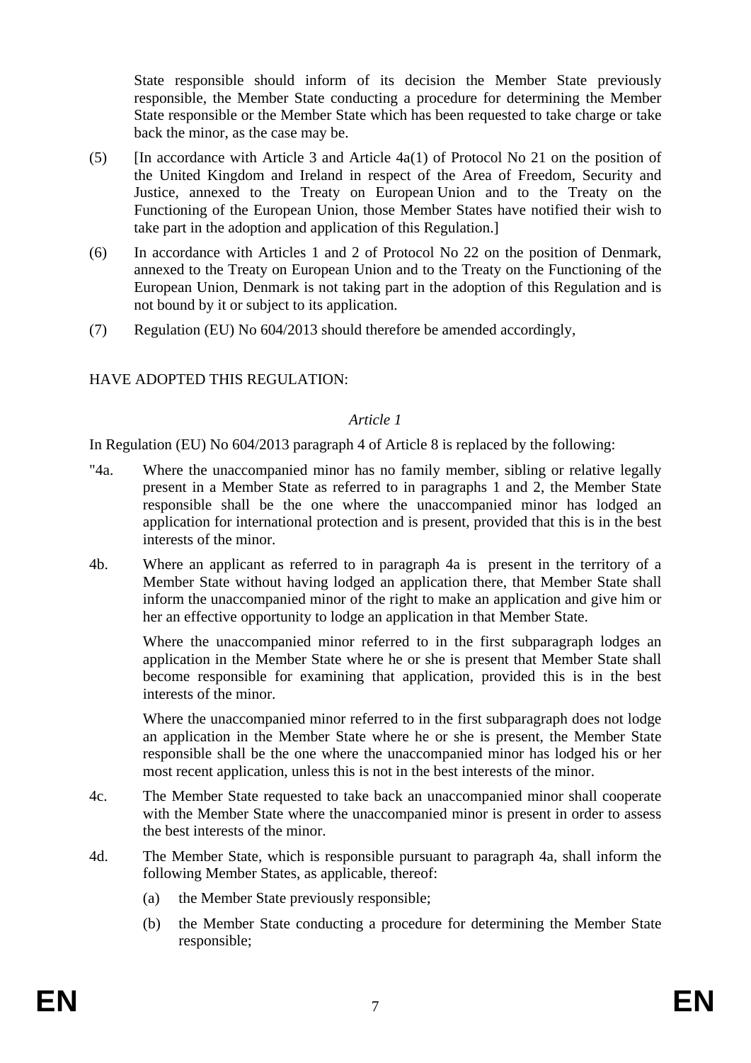State responsible should inform of its decision the Member State previously responsible, the Member State conducting a procedure for determining the Member State responsible or the Member State which has been requested to take charge or take back the minor, as the case may be.

(5) [In accordance with Article 3 and Article 4a(1) of Protocol No 21 on the position of the United Kingdom and Ireland in respect of the Area of Freedom, Security and Justice, annexed to the Treaty on European Union and to the Treaty on the Functioning of the European Union, those Member States have notified their wish to take part in the adoption and application of this Regulation.]

(6) In accordance with Articles 1 and 2 of Protocol No 22 on the position of Denmark, annexed to the Treaty on European Union and to the Treaty on the Functioning of the European Union, Denmark is not taking part in the adoption of this Regulation and is not bound by it or subject to its application.

(7) Regulation (EU) No 604/2013 should therefore be amended accordingly,

HAVE ADOPTED THIS REGULATION:

*Article 1*

In Regulation (EU) No 604/2013 paragraph 4 of Article 8 is replaced by the following:

"4a. Where the unaccompanied minor has no family member, sibling or relative legally present in a Member State as referred to in paragraphs 1 and 2, the Member State responsible shall be the one where the unaccompanied minor has lodged an application for international protection and is present, provided that this is in the best interests of the minor.

4b. Where an applicant as referred to in paragraph 4a is present in the territory of a Member State without having lodged an application there, that Member State shall inform the unaccompanied minor of the right to make an application and give him or her an effective opportunity to lodge an application in that Member State.

Where the unaccompanied minor referred to in the first subparagraph lodges an application in the Member State where he or she is present that Member State shall become responsible for examining that application, provided this is in the best interests of the minor.

Where the unaccompanied minor referred to in the first subparagraph does not lodge an application in the Member State where he or she is present, the Member State responsible shall be the one where the unaccompanied minor has lodged his or her most recent application, unless this is not in the best interests of the minor.

4c. The Member State requested to take back an unaccompanied minor shall cooperate with the Member State where the unaccompanied minor is present in order to assess the best interests of the minor.

4d. The Member State, which is responsible pursuant to paragraph 4a, shall inform the following Member States, as applicable, thereof:

(a) the Member State previously responsible;

(b) the Member State conducting a procedure for determining the Member State responsible;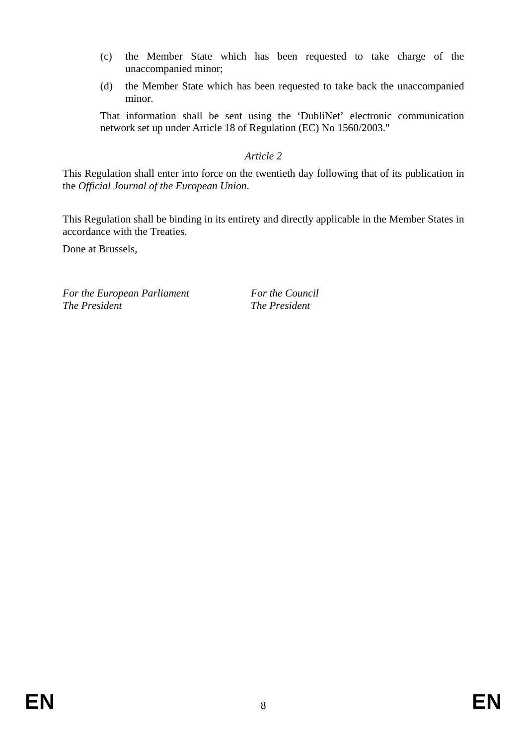(c) the Member State which has been requested to take charge of the unaccompanied minor;

(d) the Member State which has been requested to take back the unaccompanied minor.

That information shall be sent using the 'DubliNet' electronic communication network set up under Article 18 of Regulation (EC) No 1560/2003."

*Article 2*

This Regulation shall enter into force on the twentieth day following that of its publication in the *Official Journal of the European Union*.

This Regulation shall be binding in its entirety and directly applicable in the Member States in accordance with the Treaties.

Done at Brussels,

*For the European Parliament*
*The President*

*For the Council*
*The President*